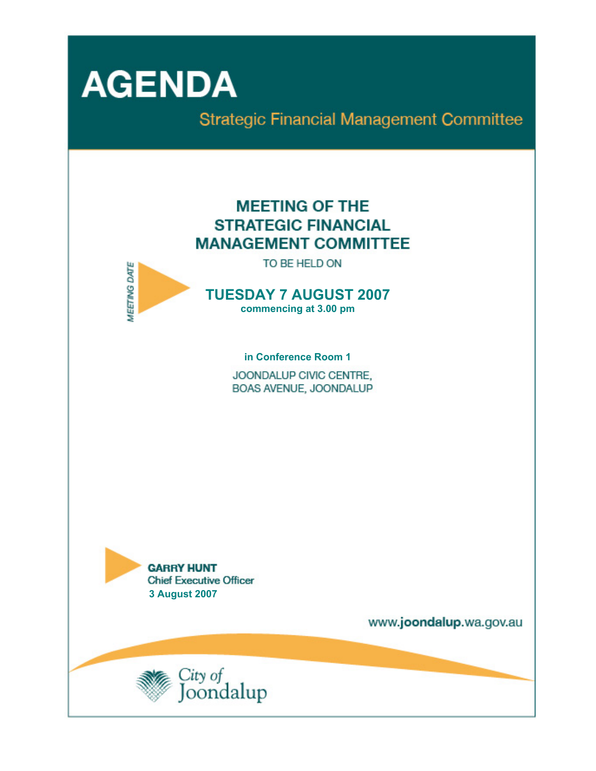# AGENDA

## Strategic Financial Management Committee

### MEETING OF THE STRATEGIC FINANCIAL MANAGEMENT COMMITTEE

TO BE HELD ON

*MEETING DATE*

**TUESDAY 7 AUGUST 2007**
**commencing at 3.00 pm**

**in Conference Room 1**

JOONDALUP CIVIC CENTRE,
BOAS AVENUE, JOONDALUP

**GARRY HUNT**
Chief Executive Officer
**3 August 2007**

www.**joondalup**.wa.gov.au

City of Joondalup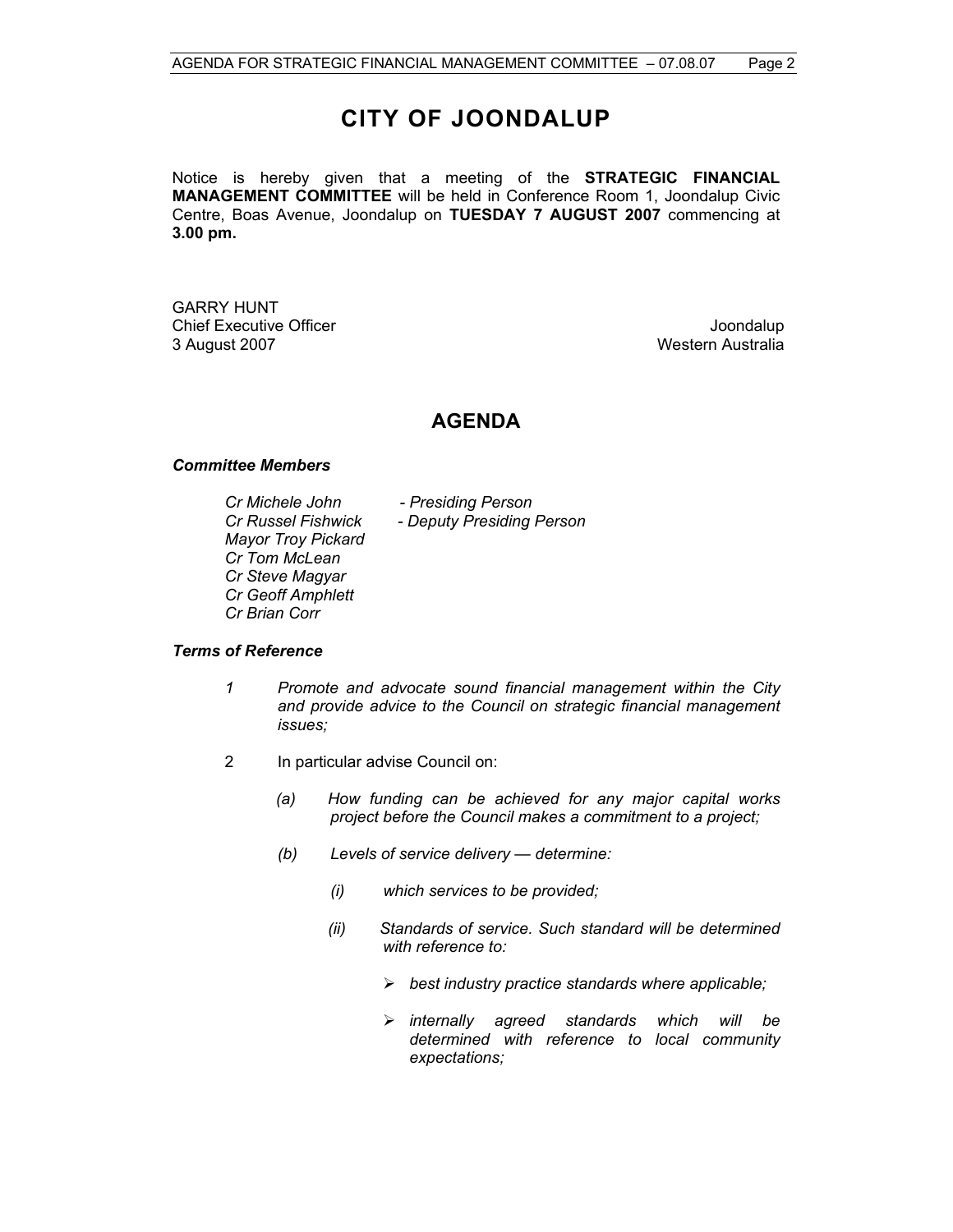# CITY OF JOONDALUP

Notice is hereby given that a meeting of the **STRATEGIC FINANCIAL MANAGEMENT COMMITTEE** will be held in Conference Room 1, Joondalup Civic Centre, Boas Avenue, Joondalup on **TUESDAY 7 AUGUST 2007** commencing at **3.00 pm.**

GARRY HUNT
Chief Executive Officer
3 August 2007

Joondalup
Western Australia

## AGENDA

***Committee Members***

*Cr Michele John - Presiding Person*
*Cr Russel Fishwick - Deputy Presiding Person*
*Mayor Troy Pickard*
*Cr Tom McLean*
*Cr Steve Magyar*
*Cr Geoff Amphlett*
*Cr Brian Corr*

***Terms of Reference***

*1* *Promote and advocate sound financial management within the City and provide advice to the Council on strategic financial management issues;*

2 In particular advise Council on:

*(a)* *How funding can be achieved for any major capital works project before the Council makes a commitment to a project;*

*(b)* *Levels of service delivery — determine:*

*(i)* *which services to be provided;*

*(ii)* *Standards of service. Such standard will be determined with reference to:*

- *best industry practice standards where applicable;*
- *internally agreed standards which will be determined with reference to local community expectations;*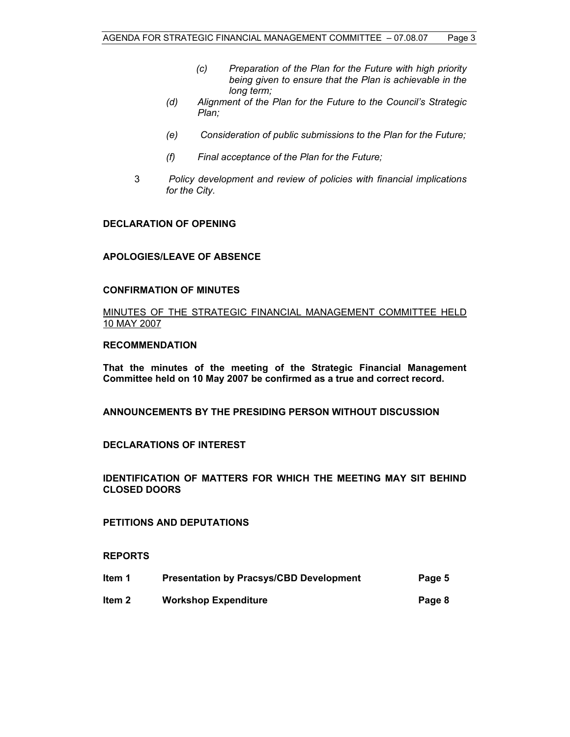*(c) Preparation of the Plan for the Future with high priority being given to ensure that the Plan is achievable in the long term;*

*(d) Alignment of the Plan for the Future to the Council's Strategic Plan;*

*(e) Consideration of public submissions to the Plan for the Future;*

*(f) Final acceptance of the Plan for the Future;*

3 *Policy development and review of policies with financial implications for the City.*

**DECLARATION OF OPENING**

**APOLOGIES/LEAVE OF ABSENCE**

**CONFIRMATION OF MINUTES**

<u>MINUTES OF THE STRATEGIC FINANCIAL MANAGEMENT COMMITTEE HELD 10 MAY 2007</u>

**RECOMMENDATION**

**That the minutes of the meeting of the Strategic Financial Management Committee held on 10 May 2007 be confirmed as a true and correct record.**

**ANNOUNCEMENTS BY THE PRESIDING PERSON WITHOUT DISCUSSION**

**DECLARATIONS OF INTEREST**

**IDENTIFICATION OF MATTERS FOR WHICH THE MEETING MAY SIT BEHIND CLOSED DOORS**

**PETITIONS AND DEPUTATIONS**

**REPORTS**

| | | |
|---|---|---|
| **Item 1** | **Presentation by Pracsys/CBD Development** | **Page 5** |
| **Item 2** | **Workshop Expenditure** | **Page 8** |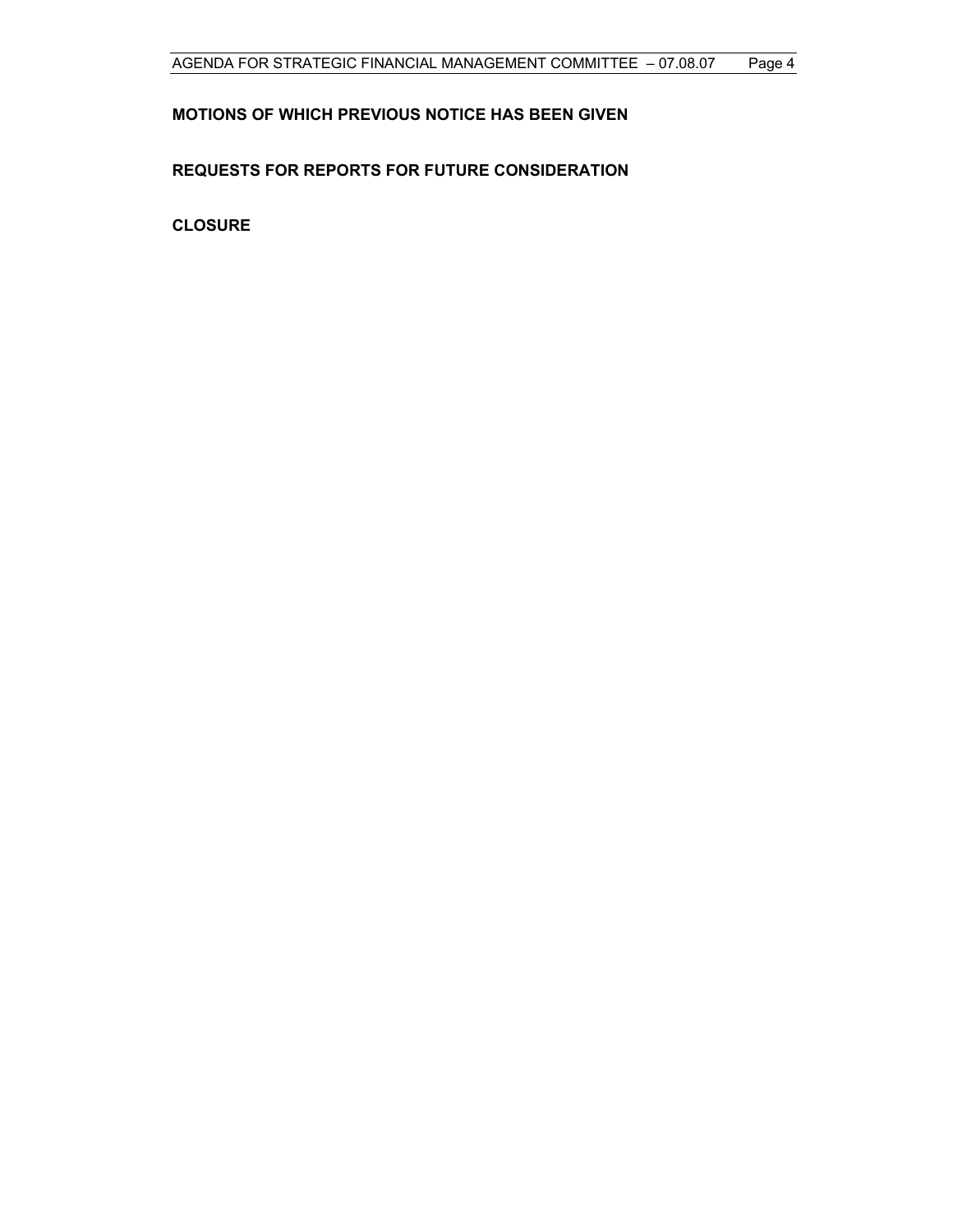**MOTIONS OF WHICH PREVIOUS NOTICE HAS BEEN GIVEN**

**REQUESTS FOR REPORTS FOR FUTURE CONSIDERATION**

**CLOSURE**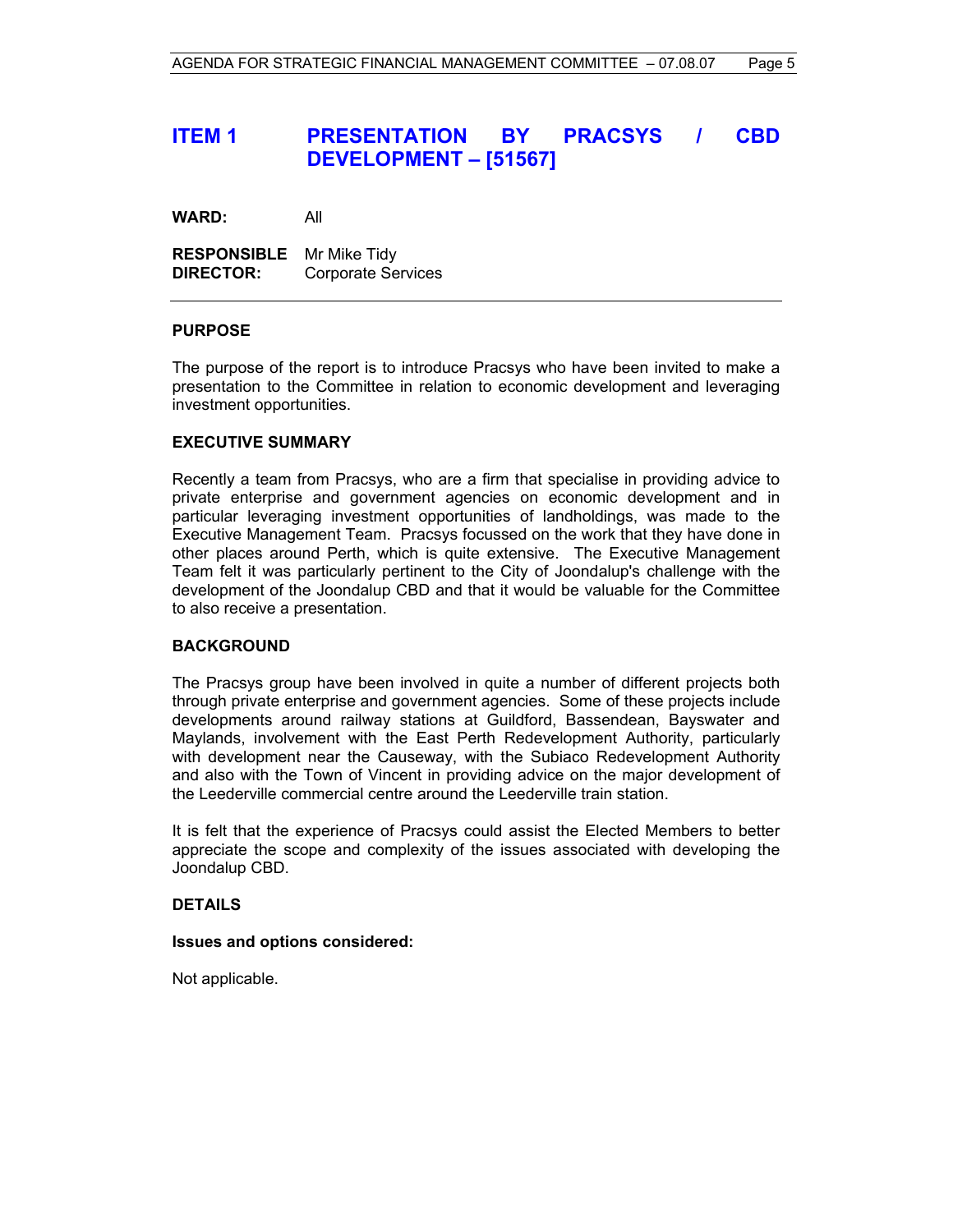# ITEM 1 PRESENTATION BY PRACSYS / CBD DEVELOPMENT – [51567]

**WARD:** All

**RESPONSIBLE DIRECTOR:** Mr Mike Tidy
Corporate Services

---

**PURPOSE**

The purpose of the report is to introduce Pracsys who have been invited to make a presentation to the Committee in relation to economic development and leveraging investment opportunities.

**EXECUTIVE SUMMARY**

Recently a team from Pracsys, who are a firm that specialise in providing advice to private enterprise and government agencies on economic development and in particular leveraging investment opportunities of landholdings, was made to the Executive Management Team. Pracsys focussed on the work that they have done in other places around Perth, which is quite extensive. The Executive Management Team felt it was particularly pertinent to the City of Joondalup's challenge with the development of the Joondalup CBD and that it would be valuable for the Committee to also receive a presentation.

**BACKGROUND**

The Pracsys group have been involved in quite a number of different projects both through private enterprise and government agencies. Some of these projects include developments around railway stations at Guildford, Bassendean, Bayswater and Maylands, involvement with the East Perth Redevelopment Authority, particularly with development near the Causeway, with the Subiaco Redevelopment Authority and also with the Town of Vincent in providing advice on the major development of the Leederville commercial centre around the Leederville train station.

It is felt that the experience of Pracsys could assist the Elected Members to better appreciate the scope and complexity of the issues associated with developing the Joondalup CBD.

**DETAILS**

**Issues and options considered:**

Not applicable.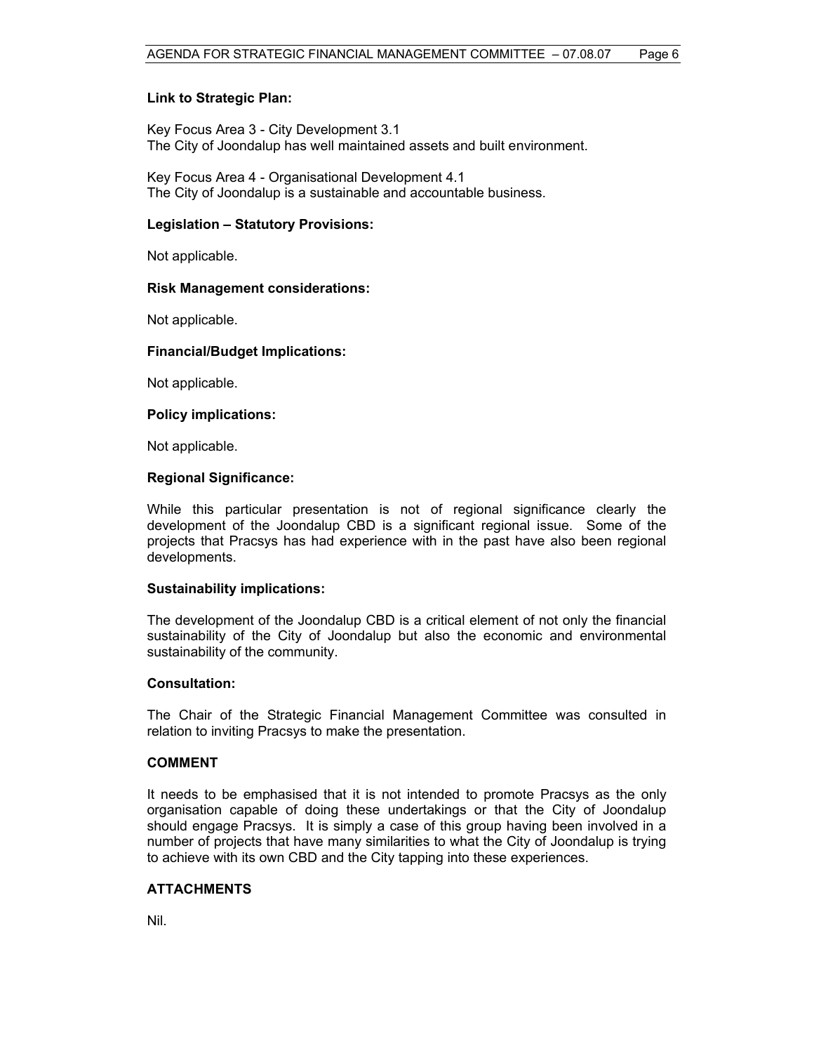**Link to Strategic Plan:**

Key Focus Area 3 - City Development 3.1
The City of Joondalup has well maintained assets and built environment.

Key Focus Area 4 - Organisational Development 4.1
The City of Joondalup is a sustainable and accountable business.

**Legislation – Statutory Provisions:**

Not applicable.

**Risk Management considerations:**

Not applicable.

**Financial/Budget Implications:**

Not applicable.

**Policy implications:**

Not applicable.

**Regional Significance:**

While this particular presentation is not of regional significance clearly the development of the Joondalup CBD is a significant regional issue. Some of the projects that Pracsys has had experience with in the past have also been regional developments.

**Sustainability implications:**

The development of the Joondalup CBD is a critical element of not only the financial sustainability of the City of Joondalup but also the economic and environmental sustainability of the community.

**Consultation:**

The Chair of the Strategic Financial Management Committee was consulted in relation to inviting Pracsys to make the presentation.

## COMMENT

It needs to be emphasised that it is not intended to promote Pracsys as the only organisation capable of doing these undertakings or that the City of Joondalup should engage Pracsys. It is simply a case of this group having been involved in a number of projects that have many similarities to what the City of Joondalup is trying to achieve with its own CBD and the City tapping into these experiences.

## ATTACHMENTS

Nil.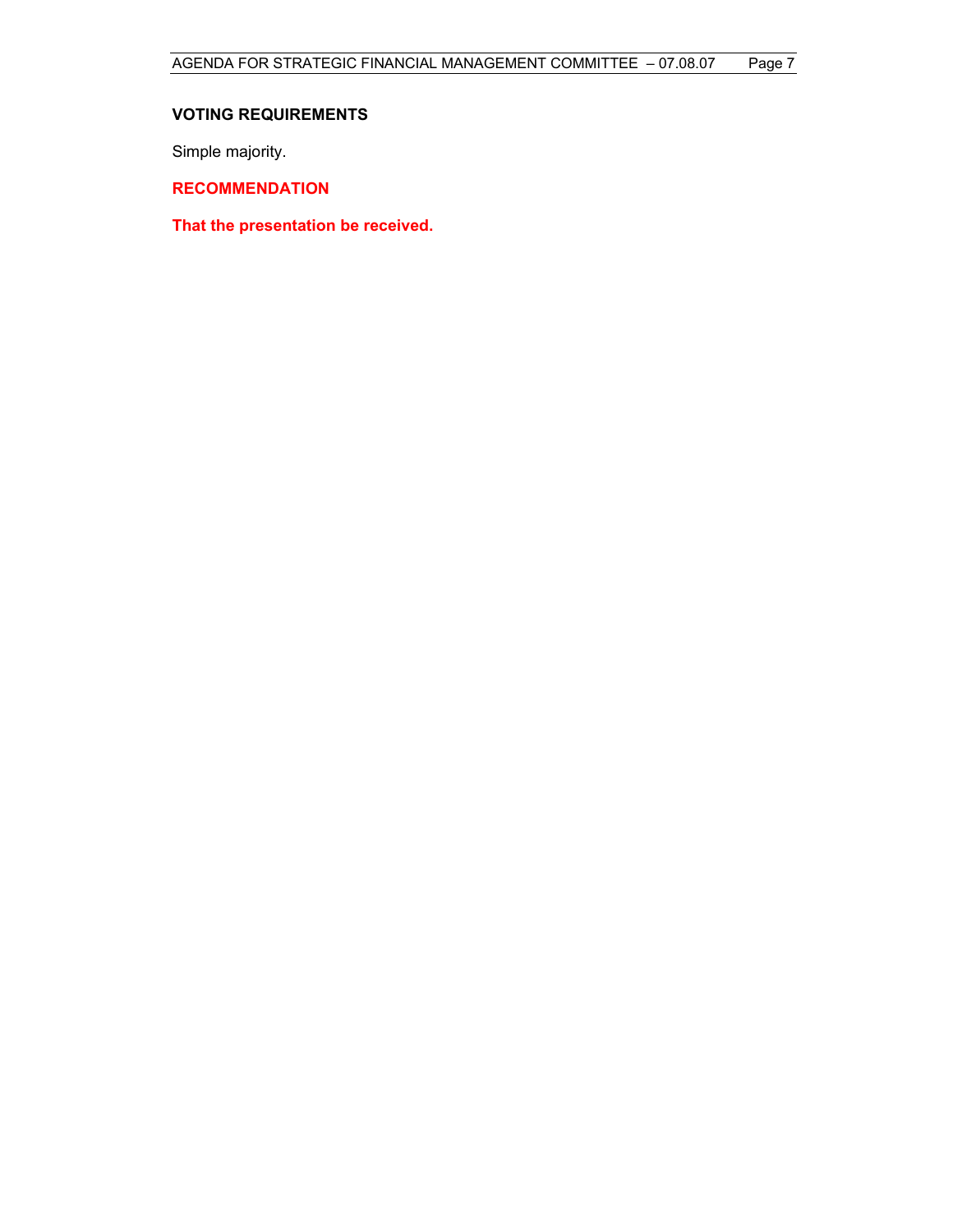**VOTING REQUIREMENTS**

Simple majority.

**RECOMMENDATION**

**That the presentation be received.**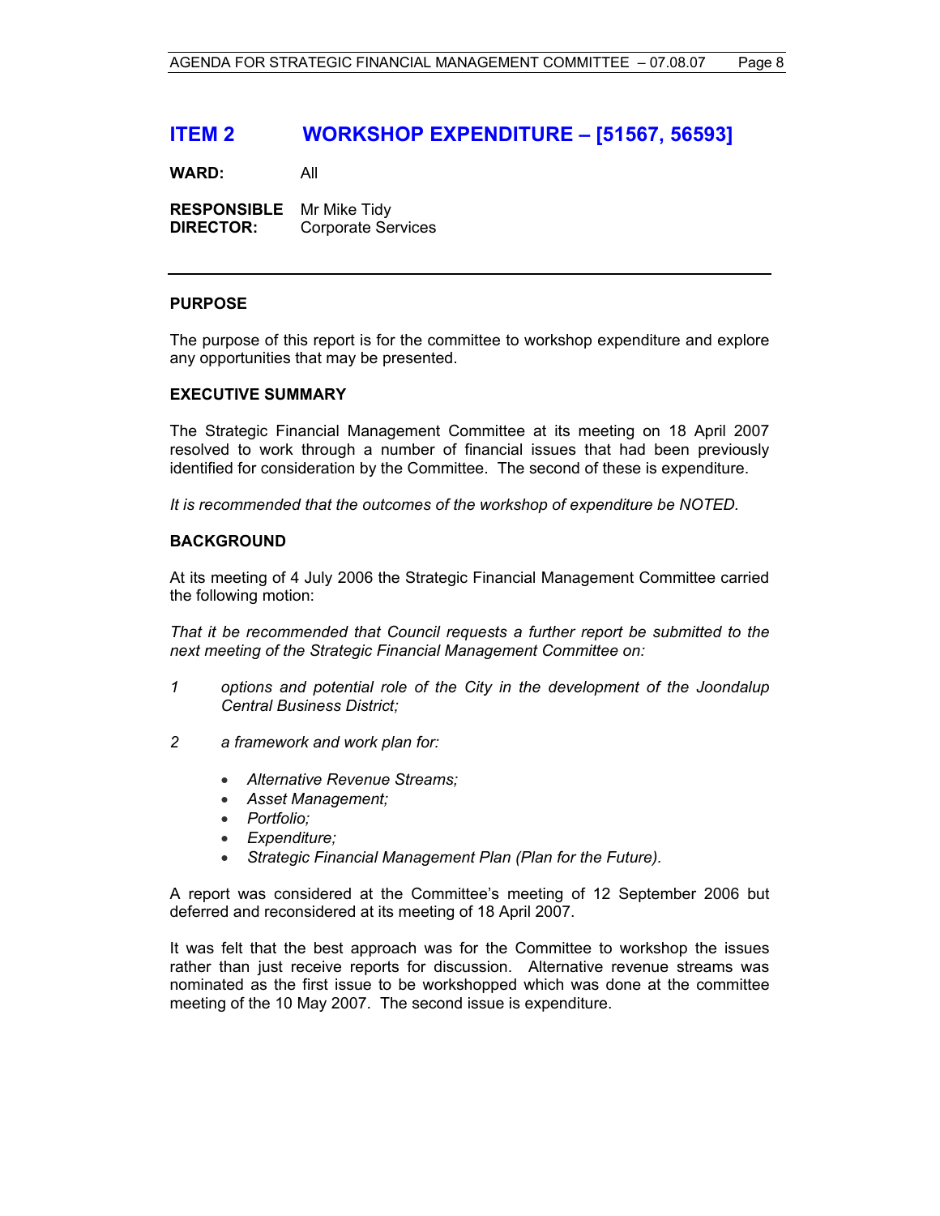## ITEM 2 WORKSHOP EXPENDITURE – [51567, 56593]

**WARD:** All

**RESPONSIBLE DIRECTOR:** Mr Mike Tidy
Corporate Services

---

### PURPOSE

The purpose of this report is for the committee to workshop expenditure and explore any opportunities that may be presented.

### EXECUTIVE SUMMARY

The Strategic Financial Management Committee at its meeting on 18 April 2007 resolved to work through a number of financial issues that had been previously identified for consideration by the Committee. The second of these is expenditure.

*It is recommended that the outcomes of the workshop of expenditure be NOTED.*

### BACKGROUND

At its meeting of 4 July 2006 the Strategic Financial Management Committee carried the following motion:

*That it be recommended that Council requests a further report be submitted to the next meeting of the Strategic Financial Management Committee on:*

*1 options and potential role of the City in the development of the Joondalup Central Business District;*

*2 a framework and work plan for:*

- *Alternative Revenue Streams;*
- *Asset Management;*
- *Portfolio;*
- *Expenditure;*
- *Strategic Financial Management Plan (Plan for the Future).*

A report was considered at the Committee's meeting of 12 September 2006 but deferred and reconsidered at its meeting of 18 April 2007.

It was felt that the best approach was for the Committee to workshop the issues rather than just receive reports for discussion. Alternative revenue streams was nominated as the first issue to be workshopped which was done at the committee meeting of the 10 May 2007. The second issue is expenditure.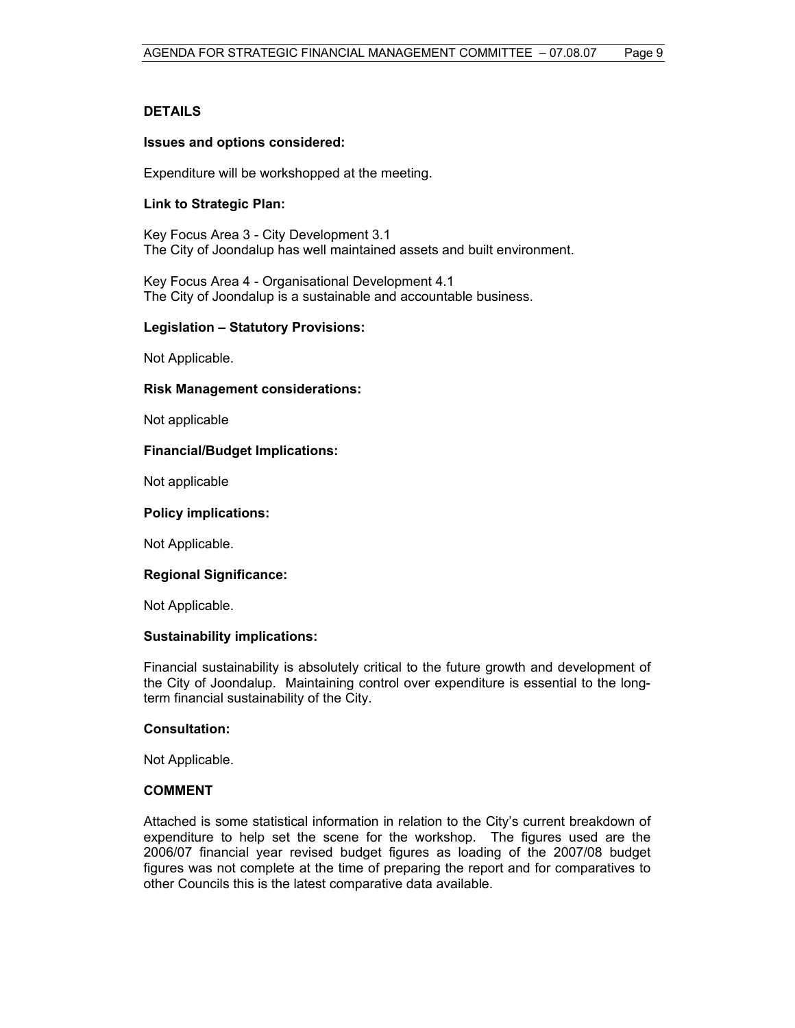## DETAILS

**Issues and options considered:**

Expenditure will be workshopped at the meeting.

**Link to Strategic Plan:**

Key Focus Area 3 - City Development 3.1
The City of Joondalup has well maintained assets and built environment.

Key Focus Area 4 - Organisational Development 4.1
The City of Joondalup is a sustainable and accountable business.

**Legislation – Statutory Provisions:**

Not Applicable.

**Risk Management considerations:**

Not applicable

**Financial/Budget Implications:**

Not applicable

**Policy implications:**

Not Applicable.

**Regional Significance:**

Not Applicable.

**Sustainability implications:**

Financial sustainability is absolutely critical to the future growth and development of the City of Joondalup. Maintaining control over expenditure is essential to the long-term financial sustainability of the City.

**Consultation:**

Not Applicable.

## COMMENT

Attached is some statistical information in relation to the City's current breakdown of expenditure to help set the scene for the workshop. The figures used are the 2006/07 financial year revised budget figures as loading of the 2007/08 budget figures was not complete at the time of preparing the report and for comparatives to other Councils this is the latest comparative data available.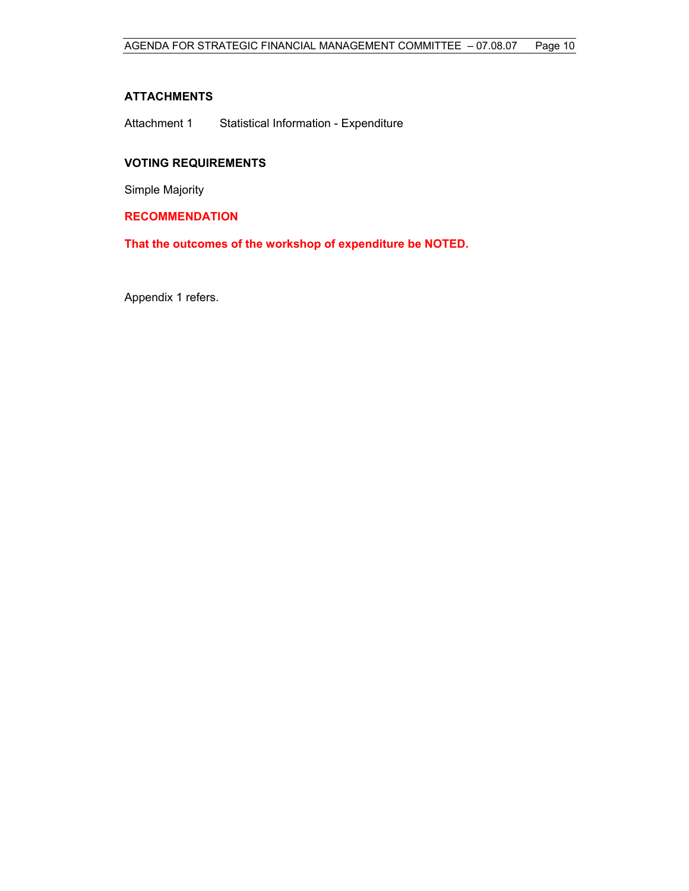### ATTACHMENTS

Attachment 1 Statistical Information - Expenditure

### VOTING REQUIREMENTS

Simple Majority

### RECOMMENDATION

**That the outcomes of the workshop of expenditure be NOTED.**

Appendix 1 refers.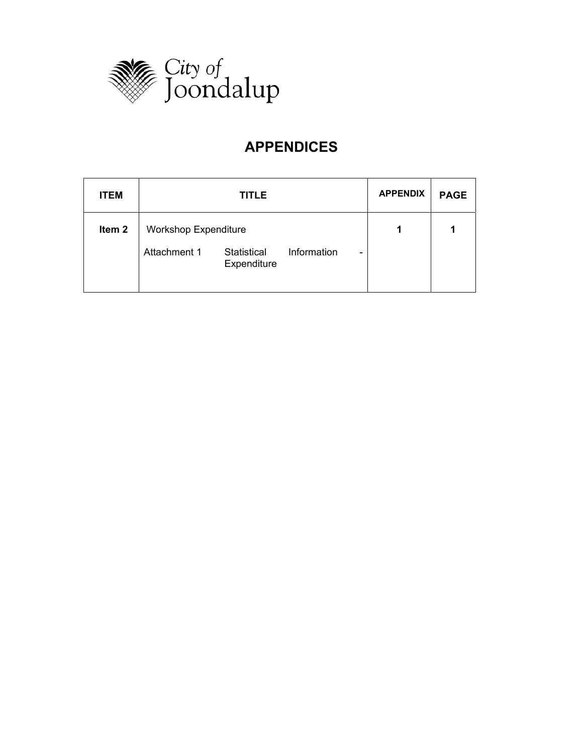City of Joondalup

# APPENDICES

| ITEM | TITLE | APPENDIX | PAGE |
| --- | --- | --- | --- |
| **Item 2** | Workshop Expenditure<br>Attachment 1 Statistical Information - Expenditure | **1** | **1** |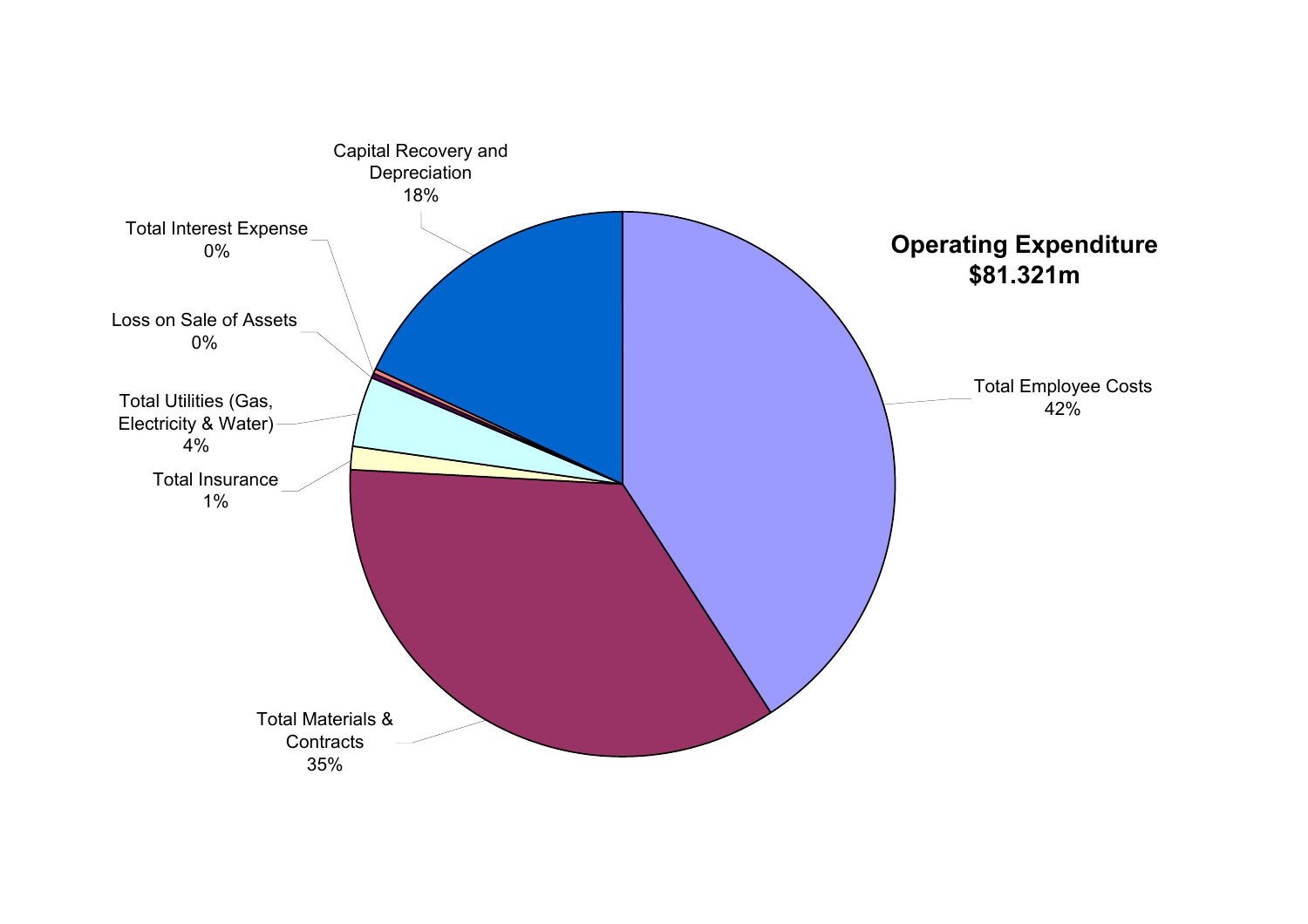**Operating Expenditure**
**$81.321m**

Capital Recovery and Depreciation
18%

Total Interest Expense
0%

Loss on Sale of Assets
0%

Total Utilities (Gas, Electricity & Water)
4%

Total Insurance
1%

Total Materials & Contracts
35%

Total Employee Costs
42%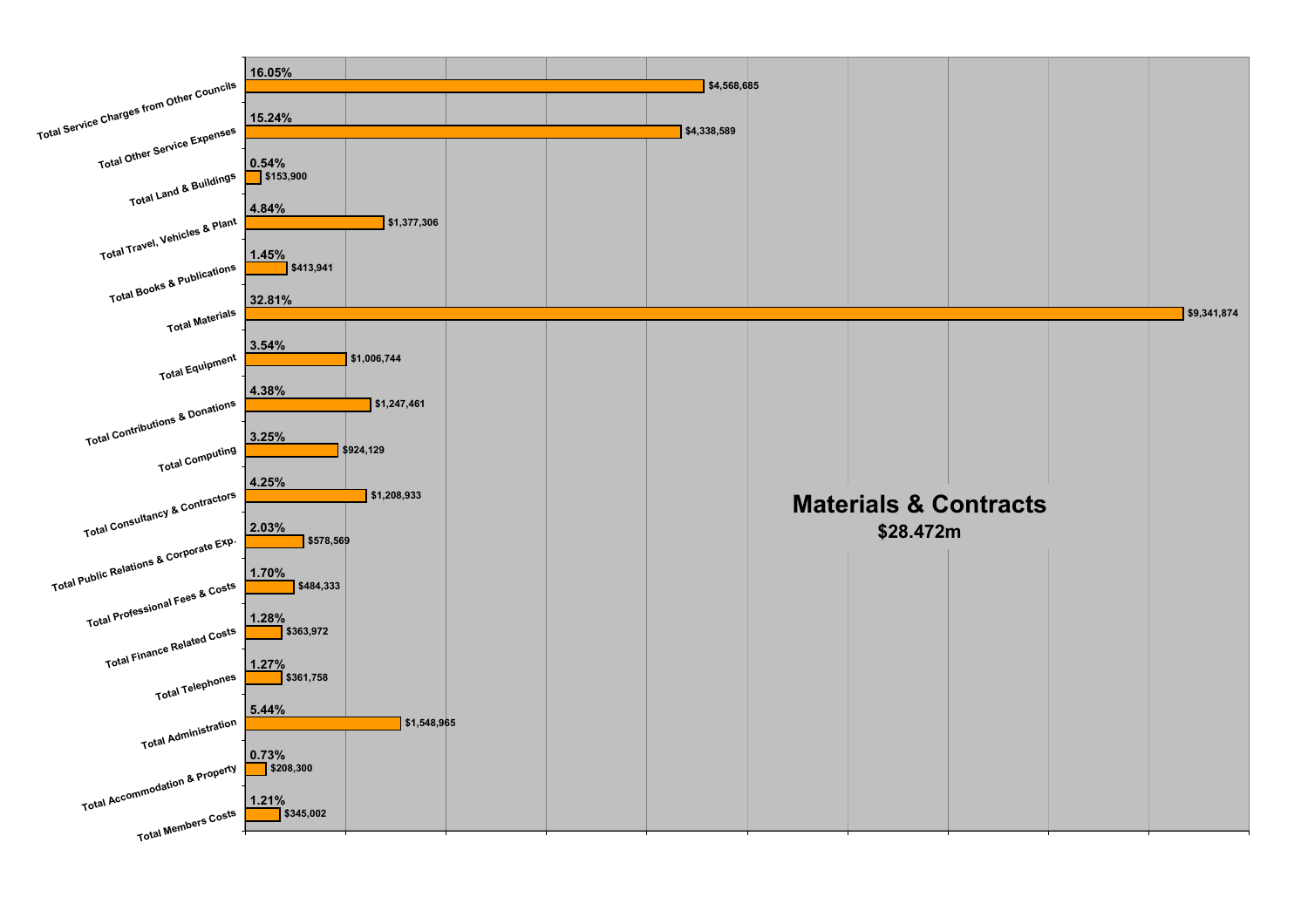## Materials & Contracts

**$28.472m**

| Category | Percentage | Amount |
|---|---|---|
| Total Service Charges from Other Councils | 16.05% | $4,568,685 |
| Total Other Service Expenses | 15.24% | $4,338,589 |
| Total Land & Buildings | 0.54% | $153,900 |
| Total Travel, Vehicles & Plant | 4.84% | $1,377,306 |
| Total Books & Publications | 1.45% | $413,941 |
| Total Materials | 32.81% | $9,341,874 |
| Total Equipment | 3.54% | $1,006,744 |
| Total Contributions & Donations | 4.38% | $1,247,461 |
| Total Computing | 3.25% | $924,129 |
| Total Consultancy & Contractors | 4.25% | $1,208,933 |
| Total Public Relations & Corporate Exp. | 2.03% | $578,569 |
| Total Professional Fees & Costs | 1.70% | $484,333 |
| Total Finance Related Costs | 1.28% | $363,972 |
| Total Telephones | 1.27% | $361,758 |
| Total Administration | 5.44% | $1,548,965 |
| Total Accommodation & Property | 0.73% | $208,300 |
| Total Members Costs | 1.21% | $345,002 |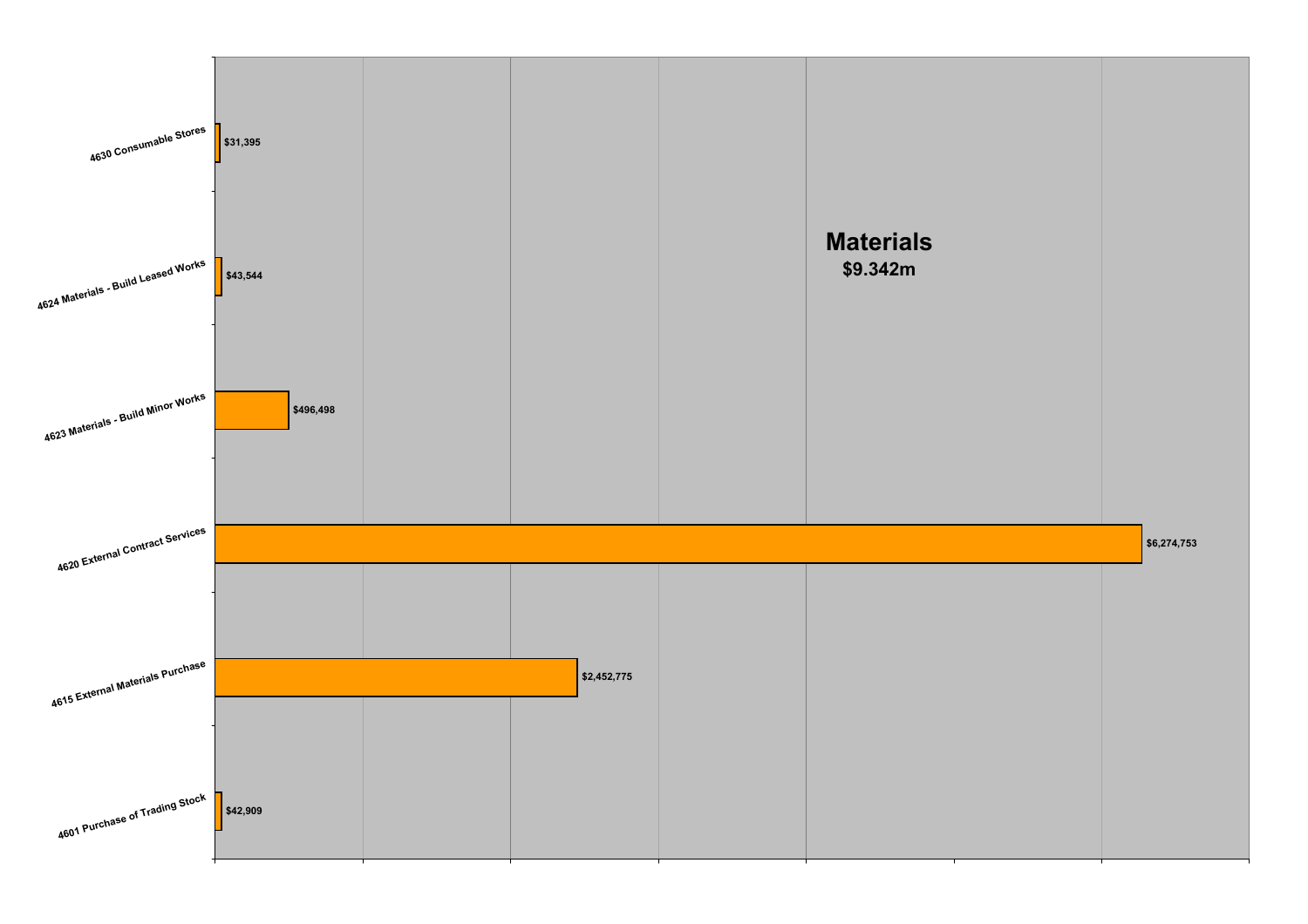## Materials

**$9.342m**

| Account | Amount |
|---|---|
| 4630 Consumable Stores | $31,395 |
| 4624 Materials - Build Leased Works | $43,544 |
| 4623 Materials - Build Minor Works | $496,498 |
| 4620 External Contract Services | $6,274,753 |
| 4615 External Materials Purchase | $2,452,775 |
| 4601 Purchase of Trading Stock | $42,909 |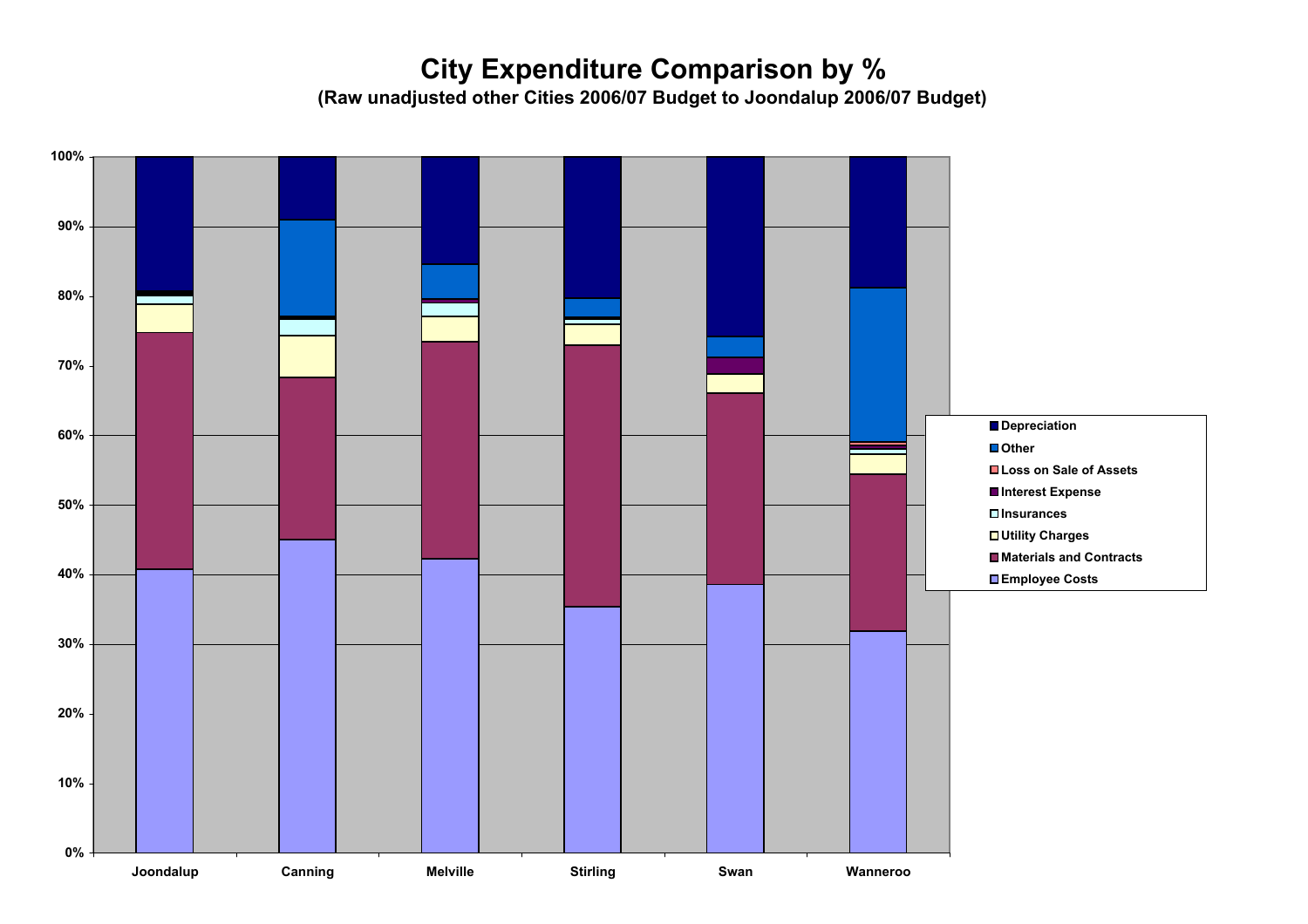# City Expenditure Comparison by %

**(Raw unadjusted other Cities 2006/07 Budget to Joondalup 2006/07 Budget)**

Legend: Depreciation, Other, Loss on Sale of Assets, Interest Expense, Insurances, Utility Charges, Materials and Contracts, Employee Costs

Y-axis: 0%, 10%, 20%, 30%, 40%, 50%, 60%, 70%, 80%, 90%, 100%

X-axis: Joondalup, Canning, Melville, Stirling, Swan, Wanneroo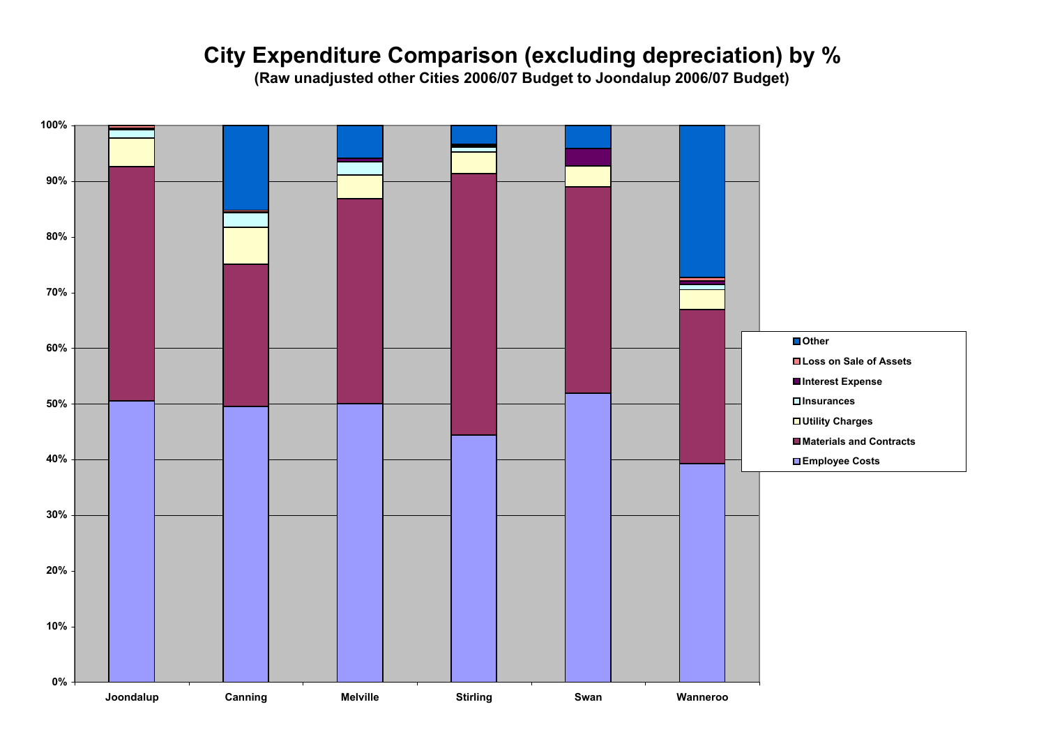# City Expenditure Comparison (excluding depreciation) by %

**(Raw unadjusted other Cities 2006/07 Budget to Joondalup 2006/07 Budget)**

100%
90%
80%
70%
60%
50%
40%
30%
20%
10%
0%

Joondalup
Canning
Melville
Stirling
Swan
Wanneroo

Other
Loss on Sale of Assets
Interest Expense
Insurances
Utility Charges
Materials and Contracts
Employee Costs